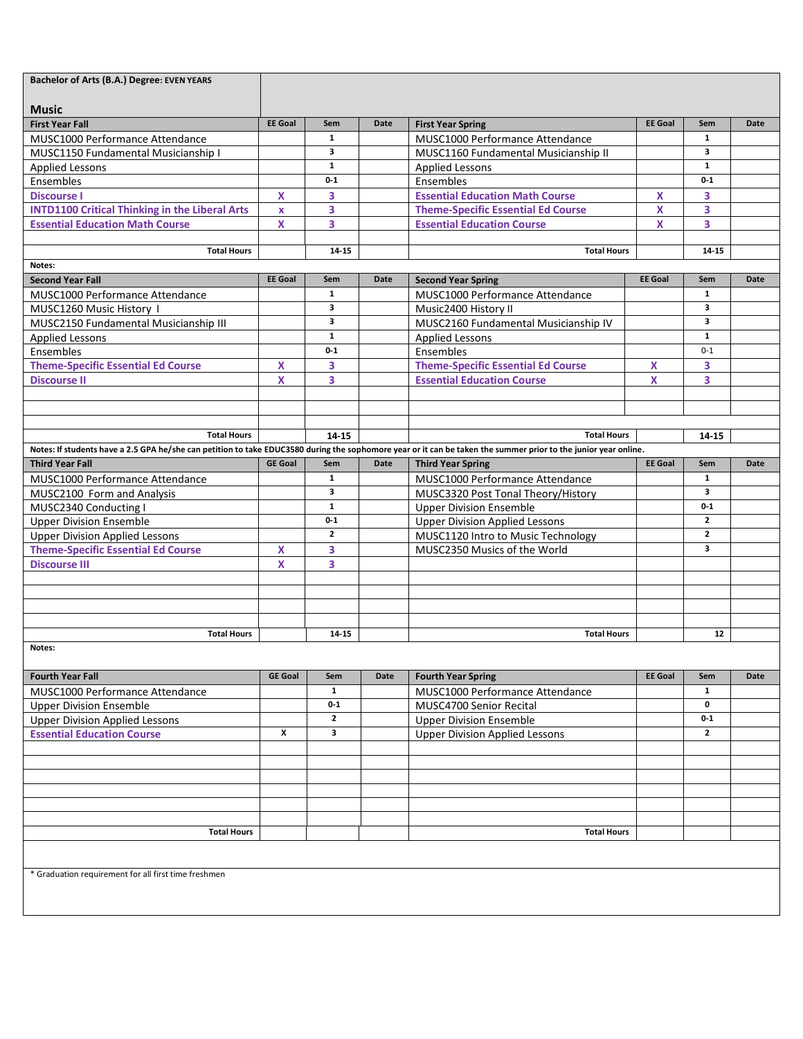**Bachelor of Arts (B.A.) Degree: EVEN YEARS**

## Music

| First Year Fall | EE Goal | Sem | Date | First Year Spring | EE Goal | Sem | Date |
|---|---|---|---|---|---|---|---|
| MUSC1000 Performance Attendance | | 1 | | MUSC1000 Performance Attendance | | 1 | |
| MUSC1150 Fundamental Musicianship I | | 3 | | MUSC1160 Fundamental Musicianship II | | 3 | |
| Applied Lessons | | 1 | | Applied Lessons | | 1 | |
| Ensembles | | 0-1 | | Ensembles | | 0-1 | |
| **Discourse I** | X | 3 | | **Essential Education Math Course** | X | 3 | |
| **INTD1100 Critical Thinking in the Liberal Arts** | x | 3 | | **Theme-Specific Essential Ed Course** | X | 3 | |
| **Essential Education Math Course** | X | 3 | | **Essential Education Course** | X | 3 | |
| | | | | | | | |
| **Total Hours** | | 14-15 | | **Total Hours** | | 14-15 | |

**Notes:**

| Second Year Fall | EE Goal | Sem | Date | Second Year Spring | EE Goal | Sem | Date |
|---|---|---|---|---|---|---|---|
| MUSC1000 Performance Attendance | | 1 | | MUSC1000 Performance Attendance | | 1 | |
| MUSC1260 Music History I | | 3 | | Music2400 History II | | 3 | |
| MUSC2150 Fundamental Musicianship III | | 3 | | MUSC2160 Fundamental Musicianship IV | | 3 | |
| Applied Lessons | | 1 | | Applied Lessons | | 1 | |
| Ensembles | | 0-1 | | Ensembles | | 0-1 | |
| **Theme-Specific Essential Ed Course** | X | 3 | | **Theme-Specific Essential Ed Course** | X | 3 | |
| **Discourse II** | X | 3 | | **Essential Education Course** | X | 3 | |
| | | | | | | | |
| | | | | | | | |
| | | | | | | | |
| **Total Hours** | | 14-15 | | **Total Hours** | | 14-15 | |

**Notes: If students have a 2.5 GPA he/she can petition to take EDUC3580 during the sophomore year or it can be taken the summer prior to the junior year online.**

| Third Year Fall | GE Goal | Sem | Date | Third Year Spring | EE Goal | Sem | Date |
|---|---|---|---|---|---|---|---|
| MUSC1000 Performance Attendance | | 1 | | MUSC1000 Performance Attendance | | 1 | |
| MUSC2100 Form and Analysis | | 3 | | MUSC3320 Post Tonal Theory/History | | 3 | |
| MUSC2340 Conducting I | | 1 | | Upper Division Ensemble | | 0-1 | |
| Upper Division Ensemble | | 0-1 | | Upper Division Applied Lessons | | 2 | |
| Upper Division Applied Lessons | | 2 | | MUSC1120 Intro to Music Technology | | 2 | |
| **Theme-Specific Essential Ed Course** | X | 3 | | MUSC2350 Musics of the World | | 3 | |
| **Discourse III** | X | 3 | | | | | |
| | | | | | | | |
| | | | | | | | |
| | | | | | | | |
| | | | | | | | |
| **Total Hours** | | 14-15 | | **Total Hours** | | 12 | |

**Notes:**

| Fourth Year Fall | GE Goal | Sem | Date | Fourth Year Spring | EE Goal | Sem | Date |
|---|---|---|---|---|---|---|---|
| MUSC1000 Performance Attendance | | 1 | | MUSC1000 Performance Attendance | | 1 | |
| Upper Division Ensemble | | 0-1 | | MUSC4700 Senior Recital | | 0 | |
| Upper Division Applied Lessons | | 2 | | Upper Division Ensemble | | 0-1 | |
| **Essential Education Course** | X | 3 | | Upper Division Applied Lessons | | 2 | |
| | | | | | | | |
| | | | | | | | |
| | | | | | | | |
| | | | | | | | |
| | | | | | | | |
| | | | | | | | |
| **Total Hours** | | | | **Total Hours** | | | |

\* Graduation requirement for all first time freshmen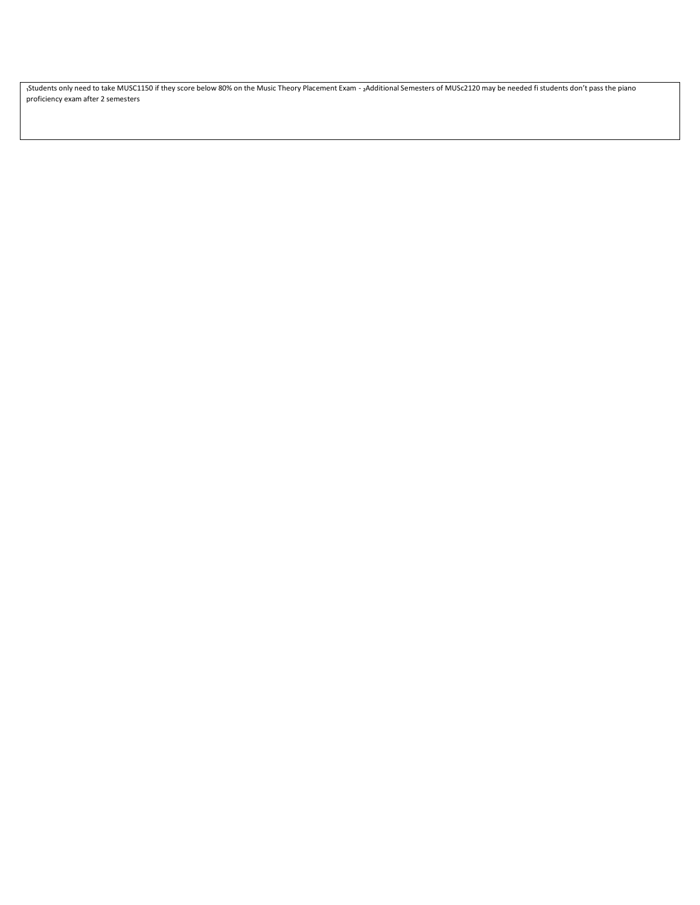[1]Students only need to take MUSC1150 if they score below 80% on the Music Theory Placement Exam - [2]Additional Semesters of MUSc2120 may be needed fi students don't pass the piano proficiency exam after 2 semesters